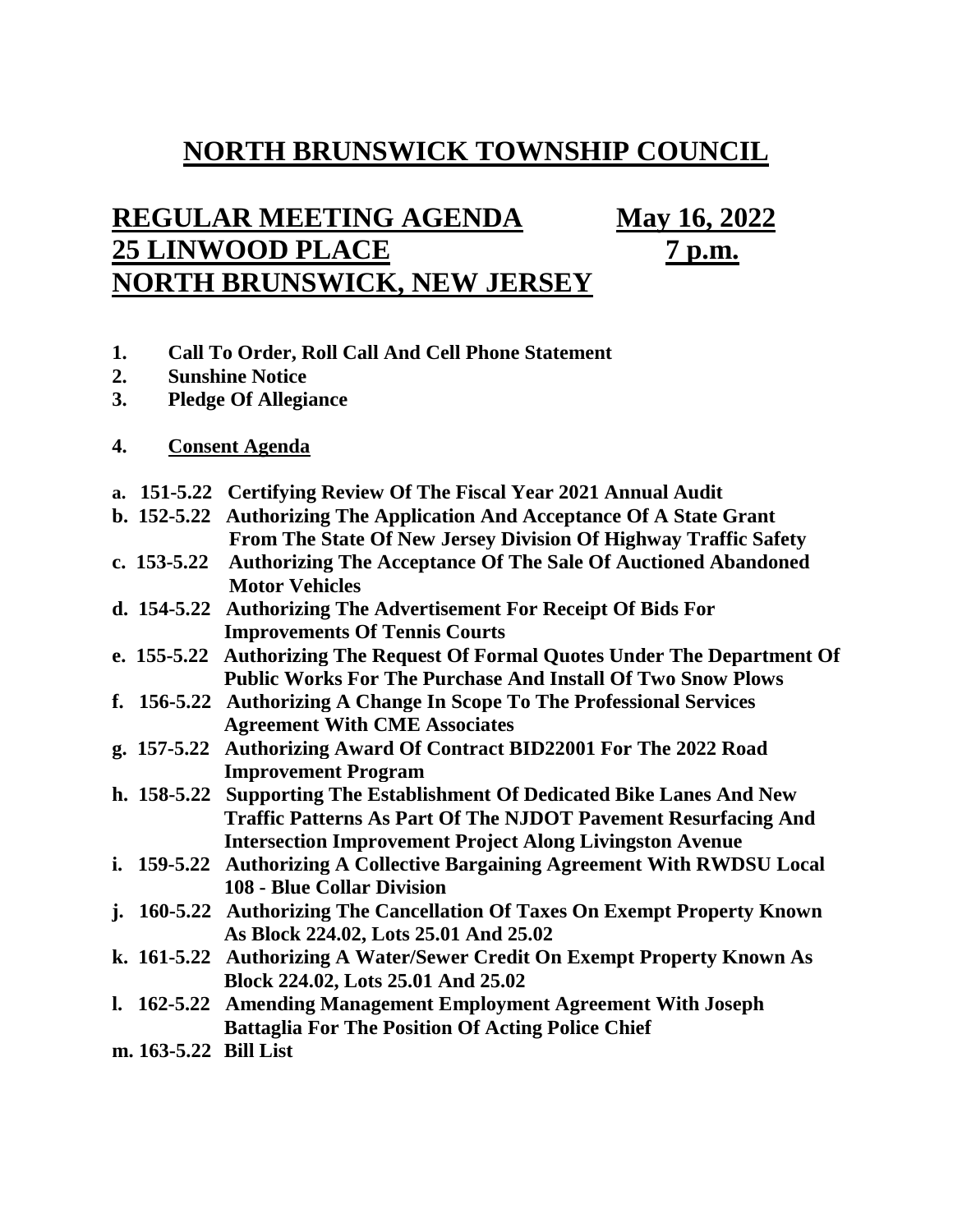# NORTH BRUNSWICK TOWNSHIP COUNCIL

## REGULAR MEETING AGENDA May 16, 2022
## 25 LINWOOD PLACE 7 p.m.
## NORTH BRUNSWICK, NEW JERSEY

1. **Call To Order, Roll Call And Cell Phone Statement**
2. **Sunshine Notice**
3. **Pledge Of Allegiance**

4. **Consent Agenda**

- **a. 151-5.22 Certifying Review Of The Fiscal Year 2021 Annual Audit**
- **b. 152-5.22 Authorizing The Application And Acceptance Of A State Grant From The State Of New Jersey Division Of Highway Traffic Safety**
- **c. 153-5.22 Authorizing The Acceptance Of The Sale Of Auctioned Abandoned Motor Vehicles**
- **d. 154-5.22 Authorizing The Advertisement For Receipt Of Bids For Improvements Of Tennis Courts**
- **e. 155-5.22 Authorizing The Request Of Formal Quotes Under The Department Of Public Works For The Purchase And Install Of Two Snow Plows**
- **f. 156-5.22 Authorizing A Change In Scope To The Professional Services Agreement With CME Associates**
- **g. 157-5.22 Authorizing Award Of Contract BID22001 For The 2022 Road Improvement Program**
- **h. 158-5.22 Supporting The Establishment Of Dedicated Bike Lanes And New Traffic Patterns As Part Of The NJDOT Pavement Resurfacing And Intersection Improvement Project Along Livingston Avenue**
- **i. 159-5.22 Authorizing A Collective Bargaining Agreement With RWDSU Local 108 - Blue Collar Division**
- **j. 160-5.22 Authorizing The Cancellation Of Taxes On Exempt Property Known As Block 224.02, Lots 25.01 And 25.02**
- **k. 161-5.22 Authorizing A Water/Sewer Credit On Exempt Property Known As Block 224.02, Lots 25.01 And 25.02**
- **l. 162-5.22 Amending Management Employment Agreement With Joseph Battaglia For The Position Of Acting Police Chief**
- **m. 163-5.22 Bill List**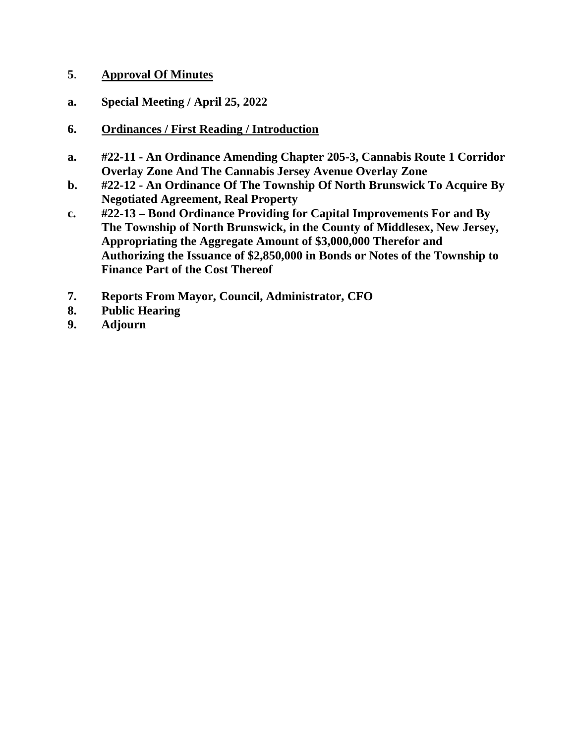**5**. **Approval Of Minutes**

**a. Special Meeting / April 25, 2022**

**6. Ordinances / First Reading / Introduction**

**a. #22-11 - An Ordinance Amending Chapter 205-3, Cannabis Route 1 Corridor Overlay Zone And The Cannabis Jersey Avenue Overlay Zone**

**b. #22-12 - An Ordinance Of The Township Of North Brunswick To Acquire By Negotiated Agreement, Real Property**

**c. #22-13 – Bond Ordinance Providing for Capital Improvements For and By The Township of North Brunswick, in the County of Middlesex, New Jersey, Appropriating the Aggregate Amount of $3,000,000 Therefor and Authorizing the Issuance of $2,850,000 in Bonds or Notes of the Township to Finance Part of the Cost Thereof**

**7. Reports From Mayor, Council, Administrator, CFO**

**8. Public Hearing**

**9. Adjourn**